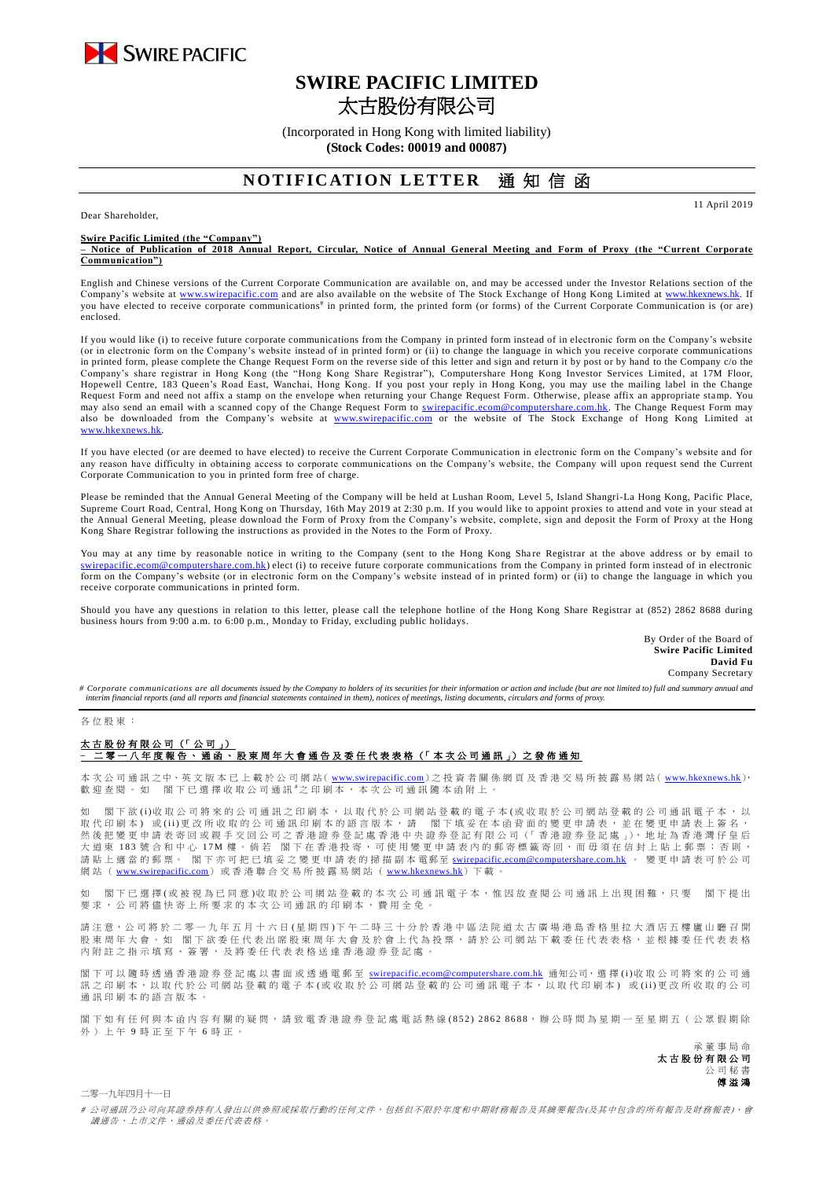SWIRE PACIFIC

# SWIRE PACIFIC LIMITED
# 太古股份有限公司

(Incorporated in Hong Kong with limited liability)
**(Stock Codes: 00019 and 00087)**

## NOTIFICATION LETTER 通知信函

11 April 2019

Dear Shareholder,

**Swire Pacific Limited (the "Company")**
**– Notice of Publication of 2018 Annual Report, Circular, Notice of Annual General Meeting and Form of Proxy (the "Current Corporate Communication")**

English and Chinese versions of the Current Corporate Communication are available on, and may be accessed under the Investor Relations section of the Company's website at www.swirepacific.com and are also available on the website of The Stock Exchange of Hong Kong Limited at www.hkexnews.hk. If you have elected to receive corporate communications# in printed form, the printed form (or forms) of the Current Corporate Communication is (or are) enclosed.

If you would like (i) to receive future corporate communications from the Company in printed form instead of in electronic form on the Company's website (or in electronic form on the Company's website instead of in printed form) or (ii) to change the language in which you receive corporate communications in printed form, please complete the Change Request Form on the reverse side of this letter and sign and return it by post or by hand to the Company c/o the Company's share registrar in Hong Kong (the "Hong Kong Share Registrar"), Computershare Hong Kong Investor Services Limited, at 17M Floor, Hopewell Centre, 183 Queen's Road East, Wanchai, Hong Kong. If you post your reply in Hong Kong, you may use the mailing label in the Change Request Form and need not affix a stamp on the envelope when returning your Change Request Form. Otherwise, please affix an appropriate stamp. You may also send an email with a scanned copy of the Change Request Form to swirepacific.ecom@computershare.com.hk. The Change Request Form may also be downloaded from the Company's website at www.swirepacific.com or the website of The Stock Exchange of Hong Kong Limited at www.hkexnews.hk.

If you have elected (or are deemed to have elected) to receive the Current Corporate Communication in electronic form on the Company's website and for any reason have difficulty in obtaining access to corporate communications on the Company's website, the Company will upon request send the Current Corporate Communication to you in printed form free of charge.

Please be reminded that the Annual General Meeting of the Company will be held at Lushan Room, Level 5, Island Shangri-La Hong Kong, Pacific Place, Supreme Court Road, Central, Hong Kong on Thursday, 16th May 2019 at 2:30 p.m. If you would like to appoint proxies to attend and vote in your stead at the Annual General Meeting, please download the Form of Proxy from the Company's website, complete, sign and deposit the Form of Proxy at the Hong Kong Share Registrar following the instructions as provided in the Notes to the Form of Proxy.

You may at any time by reasonable notice in writing to the Company (sent to the Hong Kong Share Registrar at the above address or by email to swirepacific.ecom@computershare.com.hk) elect (i) to receive future corporate communications from the Company in printed form instead of in electronic form on the Company's website (or in electronic form on the Company's website instead of in printed form) or (ii) to change the language in which you receive corporate communications in printed form.

Should you have any questions in relation to this letter, please call the telephone hotline of the Hong Kong Share Registrar at (852) 2862 8688 during business hours from 9:00 a.m. to 6:00 p.m., Monday to Friday, excluding public holidays.

By Order of the Board of
**Swire Pacific Limited**
**David Fu**
Company Secretary

*# Corporate communications are all documents issued by the Company to holders of its securities for their information or action and include (but are not limited to) full and summary annual and interim financial reports (and all reports and financial statements contained in them), notices of meetings, listing documents, circulars and forms of proxy.*

---

各位股東：

**太古股份有限公司（「公司」）**
**– 二零一八年度報告、通函、股東周年大會通告及委任代表表格（「本次公司通訊」）之發佈通知**

本次公司通訊之中、英文版本已上載於公司網站(www.swirepacific.com)之投資者關係網頁及香港交易所披露易網站(www.hkexnews.hk)，歡迎查閱。如 閣下已選擇收取公司通訊#之印刷本，本次公司通訊隨本函附上。

如 閣下欲(i)收取公司將來的公司通訊之印刷本，以取代於公司網站登載的電子本(或收取於公司網站登載的公司通訊電子本，以取代印刷本) 或(ii)更改所收取的公司通訊印刷本的語言版本，請 閣下填妥在本函背面的變更申請表，並在變更申請表上簽名，然後把變更申請表寄回或親手交回公司之香港證券登記處香港中央證券登記有限公司（「香港證券登記處」)，地址為香港灣仔皇后大道東183號合和中心17M樓。倘若 閣下在香港投寄，可使用變更申請表內的郵寄標籤寄回，而毋須在信封上貼上郵票；否則，請貼上適當的郵票。 閣下亦可把已填妥之變更申請表的掃描副本電郵至 swirepacific.ecom@computershare.com.hk 。 變更申請表可於公司網站（www.swirepacific.com）或香港聯合交易所披露易網站（www.hkexnews.hk）下載。

如 閣下已選擇(或被視為已同意)收取於公司網站登載的本次公司通訊電子本，惟因故查閱公司通訊上出現困難，只要 閣下提出要求，公司將儘快寄上所要求的本次公司通訊的印刷本，費用全免。

請注意，公司將於二零一九年五月十六日(星期四)下午二時三十分於香港中區法院道太古廣場港島香格里拉大酒店五樓廬山廳召開股東周年大會。如 閣下欲委任代表出席股東周年大會及於會上代為投票，請於公司網站下載委任代表表格，並根據委任代表表格內附註之指示填寫、簽署，及將委任代表表格送達香港證券登記處。

閣下可以隨時透過香港證券登記處以書面或透過電郵至 swirepacific.ecom@computershare.com.hk 通知公司，選擇(i)收取公司將來的公司通訊之印刷本，以取代於公司網站登載的電子本(或收取於公司網站登載的公司通訊電子本，以取代印刷本) 或(ii)更改所收取的公司通訊印刷本的語言版本。

閣下如有任何與本函內容有關的疑問，請致電香港證券登記處電話熱線(852) 2862 8688，辦公時間為星期一至星期五（公眾假期除外）上午9時正至下午6時正。

承董事局命
**太古股份有限公司**
公司秘書
**傅溢鴻**

二零一九年四月十一日

*# 公司通訊乃公司向其證券持有人發出以供參照或採取行動的任何文件，包括但不限於年度和中期財務報告及其摘要報告(及其中包含的所有報告及財務報表)、會議通告、上市文件、通函及委任代表表格。*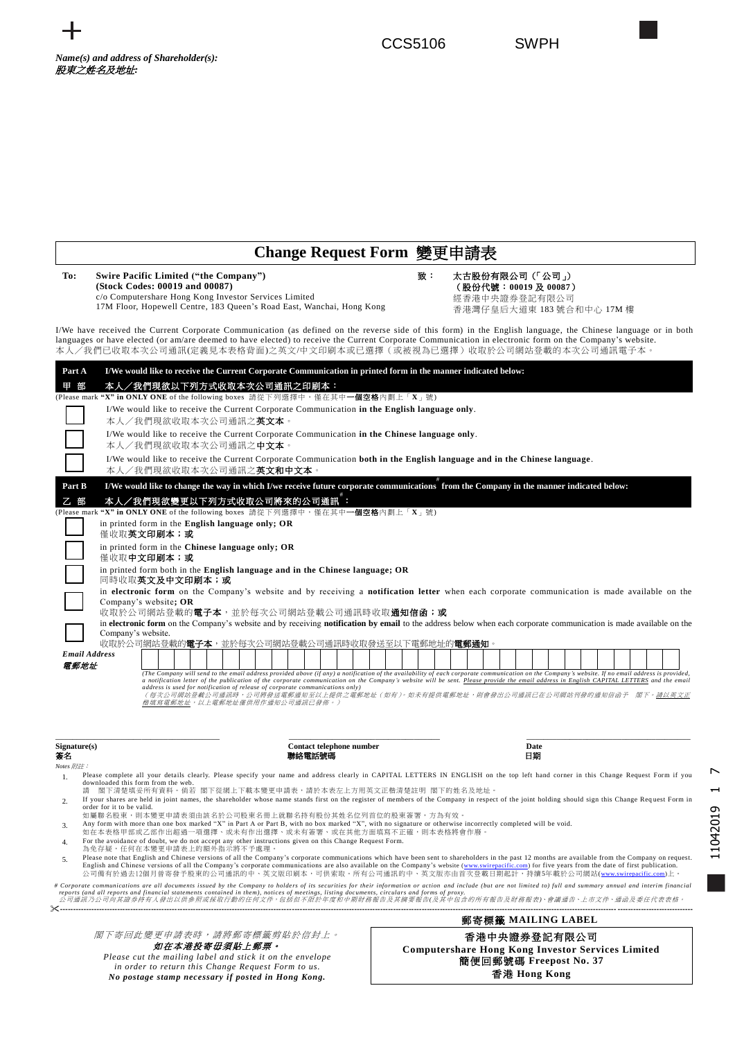CCS5106 SWPH

*Name(s) and address of Shareholder(s):*
*股東之姓名及地址:*

# Change Request Form 變更申請表

**To: Swire Pacific Limited ("the Company")**
**(Stock Codes: 00019 and 00087)**
c/o Computershare Hong Kong Investor Services Limited
17M Floor, Hopewell Centre, 183 Queen's Road East, Wanchai, Hong Kong

**致：太古股份有限公司（「公司」）**
**（股份代號：00019 及 00087）**
經香港中央證券登記有限公司
香港灣仔皇后大道東 183 號合和中心 17M 樓

I/We have received the Current Corporate Communication (as defined on the reverse side of this form) in the English language, the Chinese language or in both languages or have elected (or am/are deemed to have elected) to receive the Current Corporate Communication in electronic form on the Company's website.
本人／我們已收取本次公司通訊(定義見本表格背面)之英文/中文印刷本或已選擇（或被視為已選擇）收取於公司網站登載的本次公司通訊電子本。

**Part A I/We would like to receive the Current Corporate Communication in printed form in the manner indicated below:**
**甲 部 本人／我們現欲以下列方式收取本次公司通訊之印刷本：**
(Please mark **"X" in ONLY ONE** of the following boxes 請從下列選擇中，僅在其中**一個空格**內劃上「**X**」號)

- ☐ I/We would like to receive the Current Corporate Communication **in the English language only**.
  本人／我們現欲收取本次公司通訊之**英文本**。
- ☐ I/We would like to receive the Current Corporate Communication **in the Chinese language only**.
  本人／我們現欲收取本次公司通訊之**中文本**。
- ☐ I/We would like to receive the Current Corporate Communication **both in the English language and in the Chinese language**.
  本人／我們現欲收取本次公司通訊之**英文和中文本**。

**Part B I/We would like to change the way in which I/we receive future corporate communications# from the Company in the manner indicated below:**
**乙 部 本人／我們現欲變更以下列方式收取公司將來的公司通訊#：**
(Please mark **"X" in ONLY ONE** of the following boxes 請從下列選擇中，僅在其中**一個空格**內劃上「**X**」號)

- ☐ in printed form in the **English language only; OR**
  僅收取**英文印刷本；或**
- ☐ in printed form in the **Chinese language only; OR**
  僅收取**中文印刷本；或**
- ☐ in printed form both in the **English language and in the Chinese language; OR**
  同時收取**英文及中文印刷本；或**
- ☐ in **electronic form** on the Company's website and by receiving a **notification letter** when each corporate communication is made available on the Company's website**; OR**
  收取於公司網站登載的**電子本**，並於每次公司網站登載公司通訊時收取**通知信函；或**
- ☐ in **electronic form** on the Company's website and by receiving **notification by email** to the address below when each corporate communication is made available on the Company's website.
  收取於公司網站登載的**電子本**，並於每次公司網站登載公司通訊時收取發送至以下電郵地址的**電郵通知**。

***Email Address***
***電郵地址***

*(The Company will send to the email address provided above (if any) a notification of the availability of each corporate communication on the Company's website. If no email address is provided, a notification letter of the publication of the corporate communication on the Company's website will be sent. Please provide the email address in English CAPITAL LETTERS and the email address is used for notification of release of corporate communications only)*
*（每次公司網站登載公司通訊時，公司將發送電郵通知至以上提供之電郵地址（如有）。如未有提供電郵地址，則會發出公司通訊已在公司網站刊發的通知信函予 閣下。請以英文正楷填寫電郵地址，以上電郵地址僅供用作通知公司通訊已發佈。）*

| Signature(s) 簽名 | Contact telephone number 聯絡電話號碼 | Date 日期 |
|---|---|---|
| | | |

*Notes 附註：*

1. Please complete all your details clearly. Please specify your name and address clearly in CAPITAL LETTERS IN ENGLISH on the top left hand corner in this Change Request Form if you downloaded this form from the web.
   請 閣下清楚填妥所有資料。倘若 閣下從網上下載本變更申請表，請於本表左上方用英文正楷清楚註明 閣下的姓名及地址。
2. If your shares are held in joint names, the shareholder whose name stands first on the register of members of the Company in respect of the joint holding should sign this Change Request Form in order for it to be valid.
   如屬聯名股東，則本變更申請表須由該名於公司股東名冊上就聯名持有股份其姓名位列首位的股東簽署，方為有效。
3. Any form with more than one box marked "X" in Part A or Part B, with no box marked "X", with no signature or otherwise incorrectly completed will be void.
   如在本表格甲部或乙部作出超過一項選擇、或未有作出選擇、或未有簽署、或在其他方面填寫不正確，則本表格將會作廢。
4. For the avoidance of doubt, we do not accept any other instructions given on this Change Request Form.
   為免存疑，任何在本變更申請表上的額外指示將不予處理。
5. Please note that English and Chinese versions of all the Company's corporate communications which have been sent to shareholders in the past 12 months are available from the Company on request. English and Chinese versions of all the Company's corporate communications are also available on the Company's website (www.swirepacific.com) for five years from the date of first publication.
   公司備有於過去12個月曾寄發予股東的公司通訊的中、英文版印刷本，可供索取。所有公司通訊的中、英文版亦由首次登載日期起計，持續5年載於公司網站(www.swirepacific.com)上。

*# Corporate communications are all documents issued by the Company to holders of its securities for their information or action and include (but are not limited to) full and summary annual and interim financial reports (and all reports and financial statements contained in them), notices of meetings, listing documents, circulars and forms of proxy.*
*公司通訊乃公司向其證券持有人發出以供參照或採取行動的任何文件，包括但不限於年度和中期財務報告及其摘要報告(及其中包含的所有報告及財務報表)、會議通告、上市文件、通函及委任代表表格。*

閣下寄回此變更申請表時，請將郵寄標籤剪貼於信封上。
***如在本港投寄毋須貼上郵票。***
*Please cut the mailing label and stick it on the envelope in order to return this Change Request Form to us.*
***No postage stamp necessary if posted in Hong Kong.***

**郵寄標籤 MAILING LABEL**
**香港中央證券登記有限公司**
**Computershare Hong Kong Investor Services Limited**
**簡便回郵號碼 Freepost No. 37**
**香港 Hong Kong**

11042019 1 7